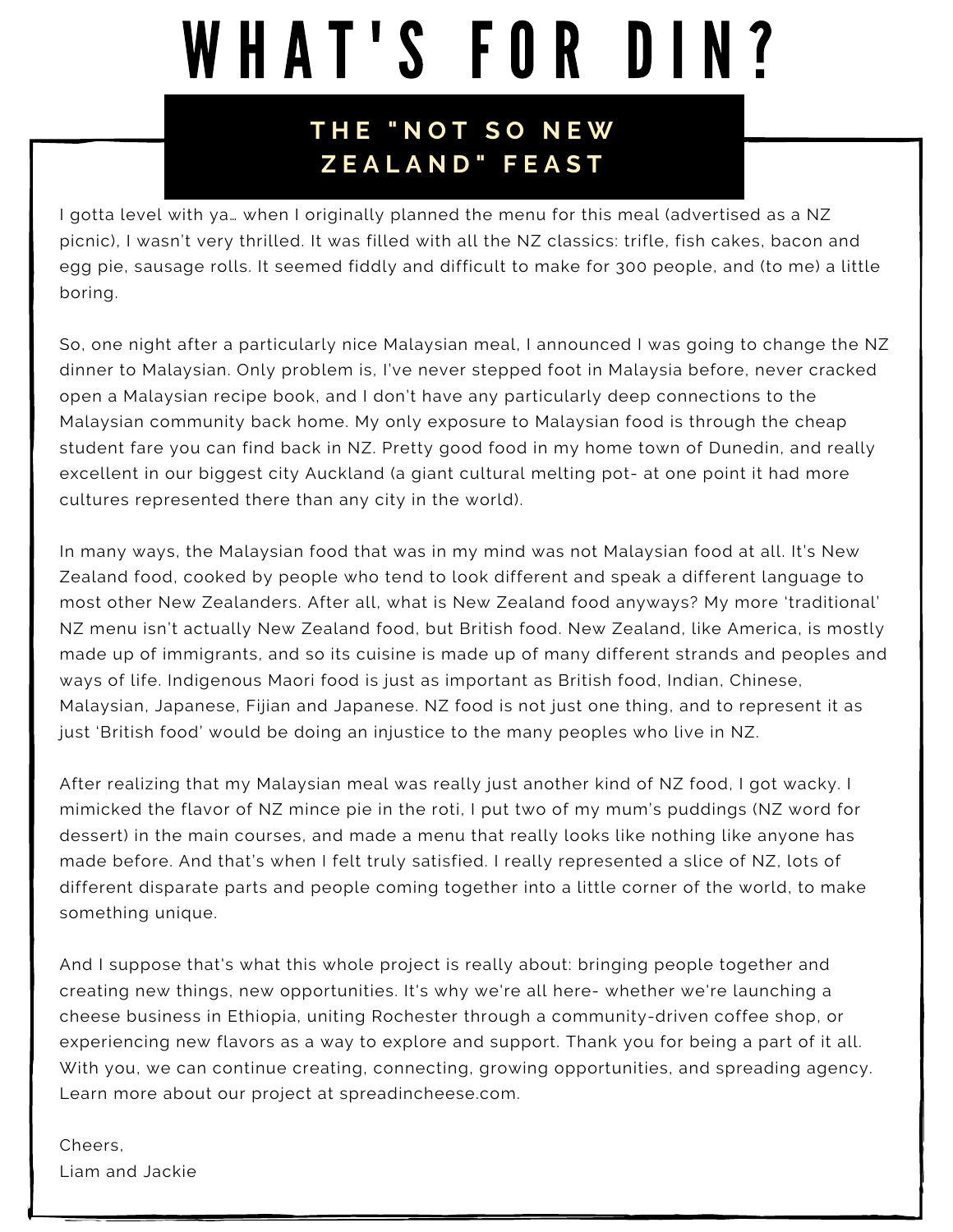# WHAT'S FOR DIN?

## THE "NOT SO NEW ZEALAND" FEAST

I gotta level with ya… when I originally planned the menu for this meal (advertised as a NZ picnic), I wasn't very thrilled. It was filled with all the NZ classics: trifle, fish cakes, bacon and egg pie, sausage rolls. It seemed fiddly and difficult to make for 300 people, and (to me) a little boring.

So, one night after a particularly nice Malaysian meal, I announced I was going to change the NZ dinner to Malaysian. Only problem is, I've never stepped foot in Malaysia before, never cracked open a Malaysian recipe book, and I don't have any particularly deep connections to the Malaysian community back home. My only exposure to Malaysian food is through the cheap student fare you can find back in NZ. Pretty good food in my home town of Dunedin, and really excellent in our biggest city Auckland (a giant cultural melting pot- at one point it had more cultures represented there than any city in the world).

In many ways, the Malaysian food that was in my mind was not Malaysian food at all. It's New Zealand food, cooked by people who tend to look different and speak a different language to most other New Zealanders. After all, what is New Zealand food anyways? My more 'traditional' NZ menu isn't actually New Zealand food, but British food. New Zealand, like America, is mostly made up of immigrants, and so its cuisine is made up of many different strands and peoples and ways of life. Indigenous Maori food is just as important as British food, Indian, Chinese, Malaysian, Japanese, Fijian and Japanese. NZ food is not just one thing, and to represent it as just 'British food' would be doing an injustice to the many peoples who live in NZ.

After realizing that my Malaysian meal was really just another kind of NZ food, I got wacky. I mimicked the flavor of NZ mince pie in the roti, I put two of my mum's puddings (NZ word for dessert) in the main courses, and made a menu that really looks like nothing like anyone has made before. And that's when I felt truly satisfied. I really represented a slice of NZ, lots of different disparate parts and people coming together into a little corner of the world, to make something unique.

And I suppose that's what this whole project is really about: bringing people together and creating new things, new opportunities. It's why we're all here- whether we're launching a cheese business in Ethiopia, uniting Rochester through a community-driven coffee shop, or experiencing new flavors as a way to explore and support. Thank you for being a part of it all. With you, we can continue creating, connecting, growing opportunities, and spreading agency. Learn more about our project at spreadincheese.com.

Cheers,
Liam and Jackie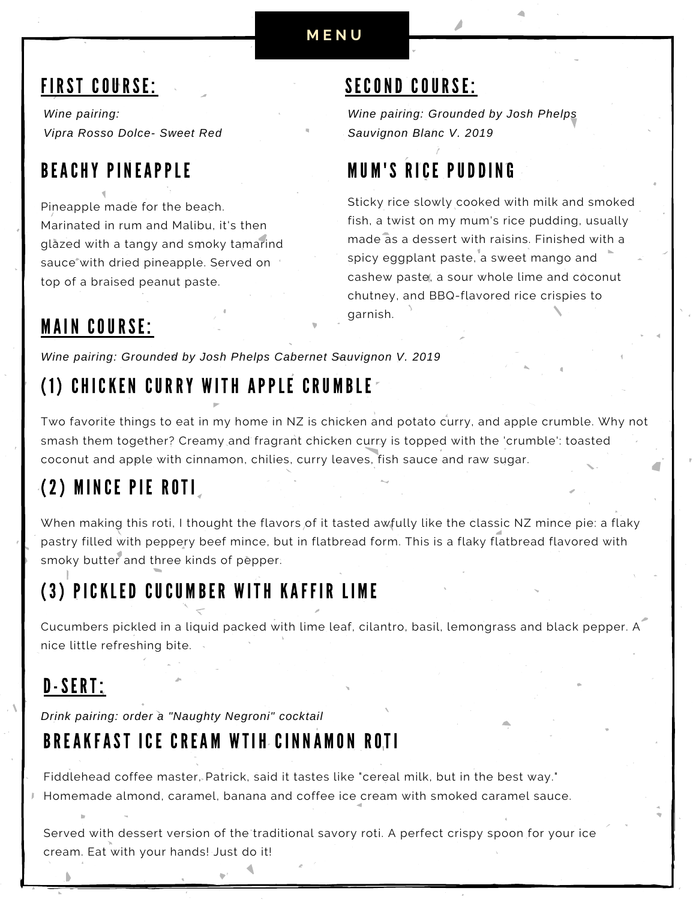# MENU

## FIRST COURSE:

*Wine pairing:*
*Vipra Rosso Dolce- Sweet Red*

### BEACHY PINEAPPLE

Pineapple made for the beach. Marinated in rum and Malibu, it's then glazed with a tangy and smoky tamarind sauce with dried pineapple. Served on top of a braised peanut paste.

## SECOND COURSE:

*Wine pairing: Grounded by Josh Phelps Sauvignon Blanc V. 2019*

### MUM'S RICE PUDDING

Sticky rice slowly cooked with milk and smoked fish, a twist on my mum's rice pudding, usually made as a dessert with raisins. Finished with a spicy eggplant paste, a sweet mango and cashew paste, a sour whole lime and coconut chutney, and BBQ-flavored rice crispies to garnish.

## MAIN COURSE:

*Wine pairing: Grounded by Josh Phelps Cabernet Sauvignon V. 2019*

### (1) CHICKEN CURRY WITH APPLE CRUMBLE

Two favorite things to eat in my home in NZ is chicken and potato curry, and apple crumble. Why not smash them together? Creamy and fragrant chicken curry is topped with the 'crumble': toasted coconut and apple with cinnamon, chilies, curry leaves, fish sauce and raw sugar.

### (2) MINCE PIE ROTI

When making this roti, I thought the flavors of it tasted awfully like the classic NZ mince pie: a flaky pastry filled with peppery beef mince, but in flatbread form. This is a flaky flatbread flavored with smoky butter and three kinds of pepper.

### (3) PICKLED CUCUMBER WITH KAFFIR LIME

Cucumbers pickled in a liquid packed with lime leaf, cilantro, basil, lemongrass and black pepper. A nice little refreshing bite.

## D-SERT:

*Drink pairing: order a "Naughty Negroni" cocktail*

### BREAKFAST ICE CREAM WTIH CINNAMON ROTI

Fiddlehead coffee master, Patrick, said it tastes like "cereal milk, but in the best way." Homemade almond, caramel, banana and coffee ice cream with smoked caramel sauce.

Served with dessert version of the traditional savory roti. A perfect crispy spoon for your ice cream. Eat with your hands! Just do it!